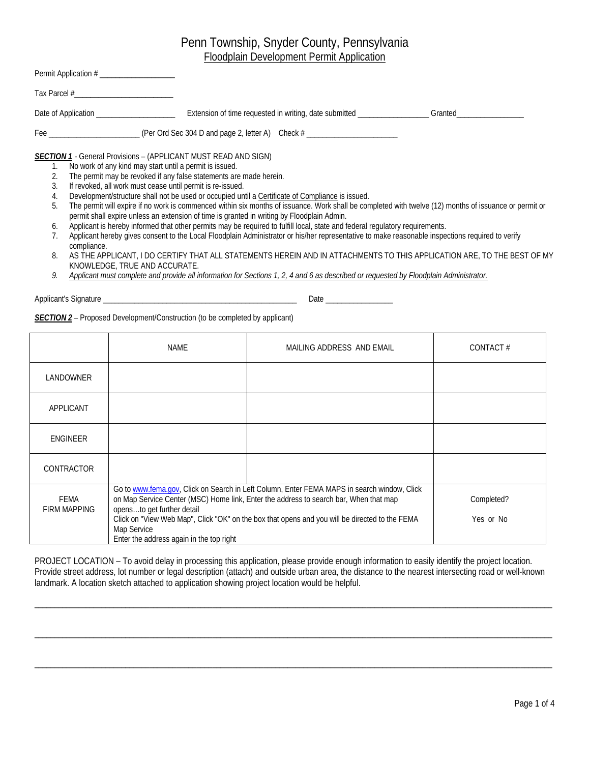# Penn Township, Snyder County, Pennsylvania

## Floodplain Development Permit Application

Permit Application # ___________________

Tax Parcel #_________________________

Date of Application ____________________ Extension of time requested in writing, date submitted _________________ Granted_________________

Fee ______________________ (Per Ord Sec 304 D and page 2, letter A) Check # _______________________

***SECTION 1*** - General Provisions – (APPLICANT MUST READ AND SIGN)

1. No work of any kind may start until a permit is issued.
2. The permit may be revoked if any false statements are made herein.
3. If revoked, all work must cease until permit is re-issued.
4. Development/structure shall not be used or occupied until a Certificate of Compliance is issued.
5. The permit will expire if no work is commenced within six months of issuance. Work shall be completed with twelve (12) months of issuance or permit or permit shall expire unless an extension of time is granted in writing by Floodplain Admin.
6. Applicant is hereby informed that other permits may be required to fulfill local, state and federal regulatory requirements.
7. Applicant hereby gives consent to the Local Floodplain Administrator or his/her representative to make reasonable inspections required to verify compliance.
8. AS THE APPLICANT, I DO CERTIFY THAT ALL STATEMENTS HEREIN AND IN ATTACHMENTS TO THIS APPLICATION ARE, TO THE BEST OF MY KNOWLEDGE, TRUE AND ACCURATE.
9. *Applicant must complete and provide all information for Sections 1, 2, 4 and 6 as described or requested by Floodplain Administrator.*

Applicant's Signature ___________________________________________________ Date _________________

***SECTION 2*** – Proposed Development/Construction (to be completed by applicant)

| | NAME | MAILING ADDRESS AND EMAIL | CONTACT # |
|---|---|---|---|
| LANDOWNER | | | |
| APPLICANT | | | |
| ENGINEER | | | |
| CONTRACTOR | | | |
| FEMA FIRM MAPPING | Go to www.fema.gov, Click on Search in Left Column, Enter FEMA MAPS in search window, Click on Map Service Center (MSC) Home link, Enter the address to search bar, When that map opens…to get further detail<br>Click on "View Web Map", Click "OK" on the box that opens and you will be directed to the FEMA Map Service<br>Enter the address again in the top right | | Completed?<br>Yes or No |

PROJECT LOCATION – To avoid delay in processing this application, please provide enough information to easily identify the project location. Provide street address, lot number or legal description (attach) and outside urban area, the distance to the nearest intersecting road or well-known landmark. A location sketch attached to application showing project location would be helpful.

_____________________________________________________________________________________________________________

_____________________________________________________________________________________________________________

_____________________________________________________________________________________________________________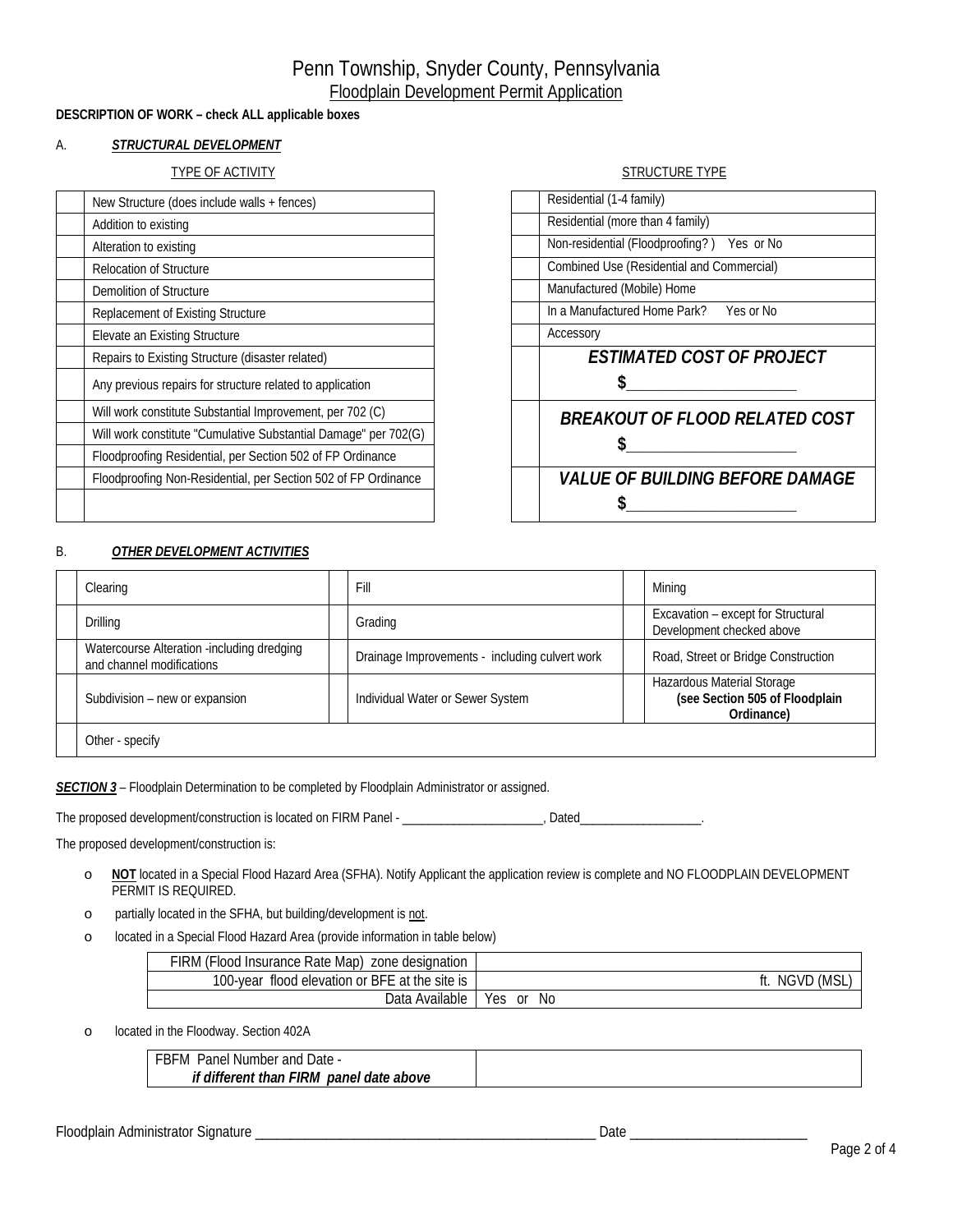# Penn Township, Snyder County, Pennsylvania

## Floodplain Development Permit Application

**DESCRIPTION OF WORK – check ALL applicable boxes**

A. ***STRUCTURAL DEVELOPMENT***

TYPE OF ACTIVITY

| | |
|---|---|
| | New Structure (does include walls + fences) |
| | Addition to existing |
| | Alteration to existing |
| | Relocation of Structure |
| | Demolition of Structure |
| | Replacement of Existing Structure |
| | Elevate an Existing Structure |
| | Repairs to Existing Structure (disaster related) |
| | Any previous repairs for structure related to application |
| | Will work constitute Substantial Improvement, per 702 (C) |
| | Will work constitute "Cumulative Substantial Damage" per 702(G) |
| | Floodproofing Residential, per Section 502 of FP Ordinance |
| | Floodproofing Non-Residential, per Section 502 of FP Ordinance |
| | |

STRUCTURE TYPE

| | |
|---|---|
| | Residential (1-4 family) |
| | Residential (more than 4 family) |
| | Non-residential (Floodproofing? ) Yes or No |
| | Combined Use (Residential and Commercial) |
| | Manufactured (Mobile) Home |
| | In a Manufactured Home Park? Yes or No |
| | Accessory |
| | ***ESTIMATED COST OF PROJECT*** **$**______________________ |
| | ***BREAKOUT OF FLOOD RELATED COST*** **$**______________________ |
| | ***VALUE OF BUILDING BEFORE DAMAGE*** **$**______________________ |

B. ***OTHER DEVELOPMENT ACTIVITIES***

| | | | | | |
|---|---|---|---|---|---|
| | Clearing | | Fill | | Mining |
| | Drilling | | Grading | | Excavation – except for Structural Development checked above |
| | Watercourse Alteration -including dredging and channel modifications | | Drainage Improvements - including culvert work | | Road, Street or Bridge Construction |
| | Subdivision – new or expansion | | Individual Water or Sewer System | | Hazardous Material Storage **(see Section 505 of Floodplain Ordinance)** |
| | Other - specify | | | | |

***SECTION 3*** – Floodplain Determination to be completed by Floodplain Administrator or assigned.

The proposed development/construction is located on FIRM Panel - ______________________, Dated___________________.

The proposed development/construction is:

- o **NOT** located in a Special Flood Hazard Area (SFHA). Notify Applicant the application review is complete and NO FLOODPLAIN DEVELOPMENT PERMIT IS REQUIRED.
- o partially located in the SFHA, but building/development is not.
- o located in a Special Flood Hazard Area (provide information in table below)

| | |
|---|---|
| FIRM (Flood Insurance Rate Map) zone designation | |
| 100-year flood elevation or BFE at the site is | ft. NGVD (MSL) |
| Data Available | Yes or No |

- o located in the Floodway. Section 402A

| | |
|---|---|
| FBFM Panel Number and Date - ***if different than FIRM panel date above*** | |

Floodplain Administrator Signature _________________________________________________ Date _________________________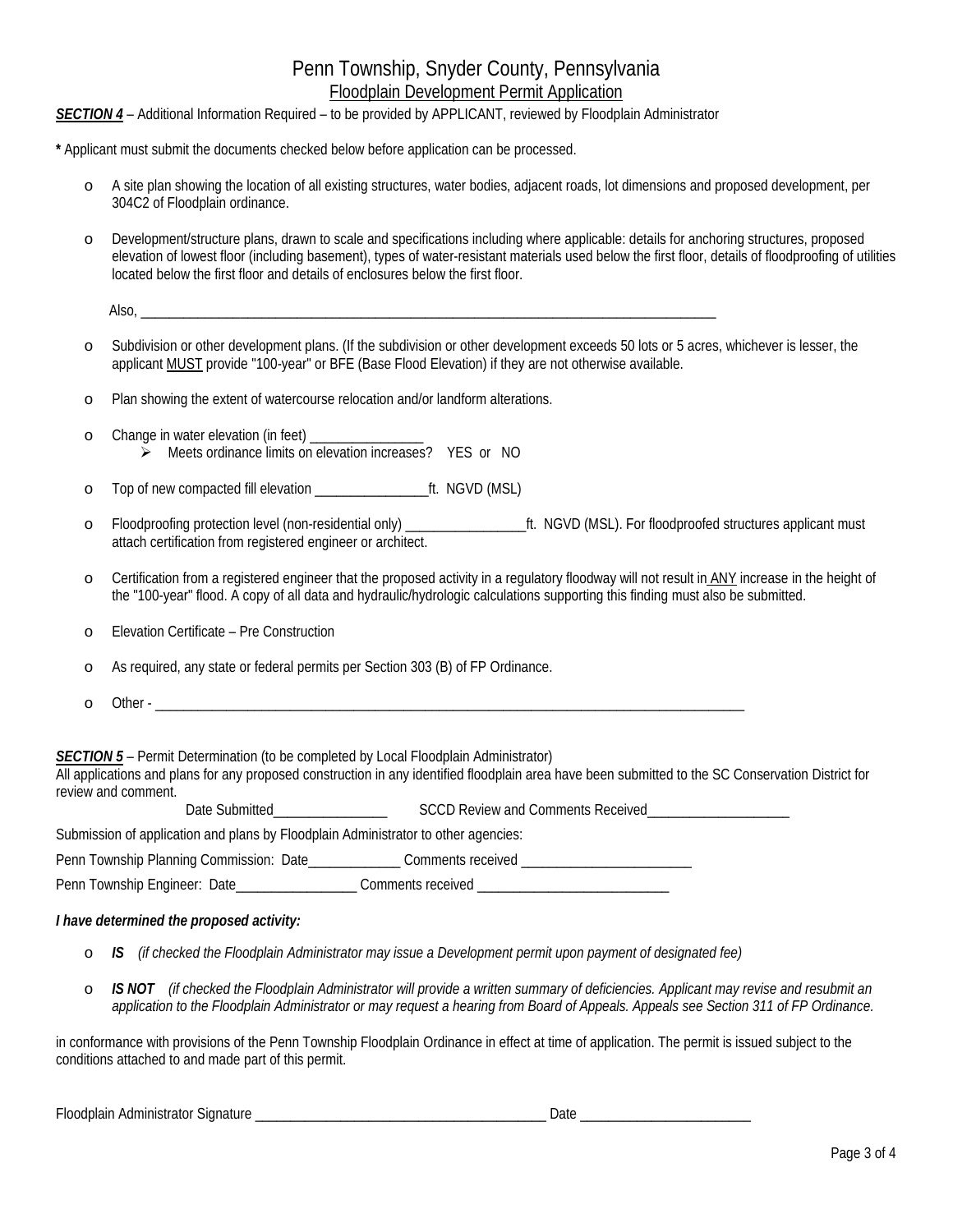# Penn Township, Snyder County, Pennsylvania

## Floodplain Development Permit Application

***SECTION 4*** – Additional Information Required – to be provided by APPLICANT, reviewed by Floodplain Administrator

**\*** Applicant must submit the documents checked below before application can be processed.

- ☐ A site plan showing the location of all existing structures, water bodies, adjacent roads, lot dimensions and proposed development, per 304C2 of Floodplain ordinance.
- ☐ Development/structure plans, drawn to scale and specifications including where applicable: details for anchoring structures, proposed elevation of lowest floor (including basement), types of water-resistant materials used below the first floor, details of floodproofing of utilities located below the first floor and details of enclosures below the first floor.

  Also, ______________________________________________________________________________________

- ☐ Subdivision or other development plans. (If the subdivision or other development exceeds 50 lots or 5 acres, whichever is lesser, the applicant MUST provide "100-year" or BFE (Base Flood Elevation) if they are not otherwise available.
- ☐ Plan showing the extent of watercourse relocation and/or landform alterations.
- ☐ Change in water elevation (in feet) _______________
  - ➢ Meets ordinance limits on elevation increases? YES or NO
- ☐ Top of new compacted fill elevation _______________ft. NGVD (MSL)
- ☐ Floodproofing protection level (non-residential only) ________________ft. NGVD (MSL). For floodproofed structures applicant must attach certification from registered engineer or architect.
- ☐ Certification from a registered engineer that the proposed activity in a regulatory floodway will not result in ANY increase in the height of the "100-year" flood. A copy of all data and hydraulic/hydrologic calculations supporting this finding must also be submitted.
- ☐ Elevation Certificate – Pre Construction
- ☐ As required, any state or federal permits per Section 303 (B) of FP Ordinance.
- ☐ Other - ______________________________________________________________________________________

***SECTION 5*** – Permit Determination (to be completed by Local Floodplain Administrator)

All applications and plans for any proposed construction in any identified floodplain area have been submitted to the SC Conservation District for review and comment.

Date Submitted________________ SCCD Review and Comments Received____________________

Submission of application and plans by Floodplain Administrator to other agencies:

Penn Township Planning Commission: Date_____________ Comments received ________________________

Penn Township Engineer: Date_________________ Comments received ___________________________

***I have determined the proposed activity:***

- ☐ ***IS*** *(if checked the Floodplain Administrator may issue a Development permit upon payment of designated fee)*
- ☐ ***IS NOT*** *(if checked the Floodplain Administrator will provide a written summary of deficiencies. Applicant may revise and resubmit an application to the Floodplain Administrator or may request a hearing from Board of Appeals. Appeals see Section 311 of FP Ordinance.*

in conformance with provisions of the Penn Township Floodplain Ordinance in effect at time of application. The permit is issued subject to the conditions attached to and made part of this permit.

Floodplain Administrator Signature _________________________________________ Date ________________________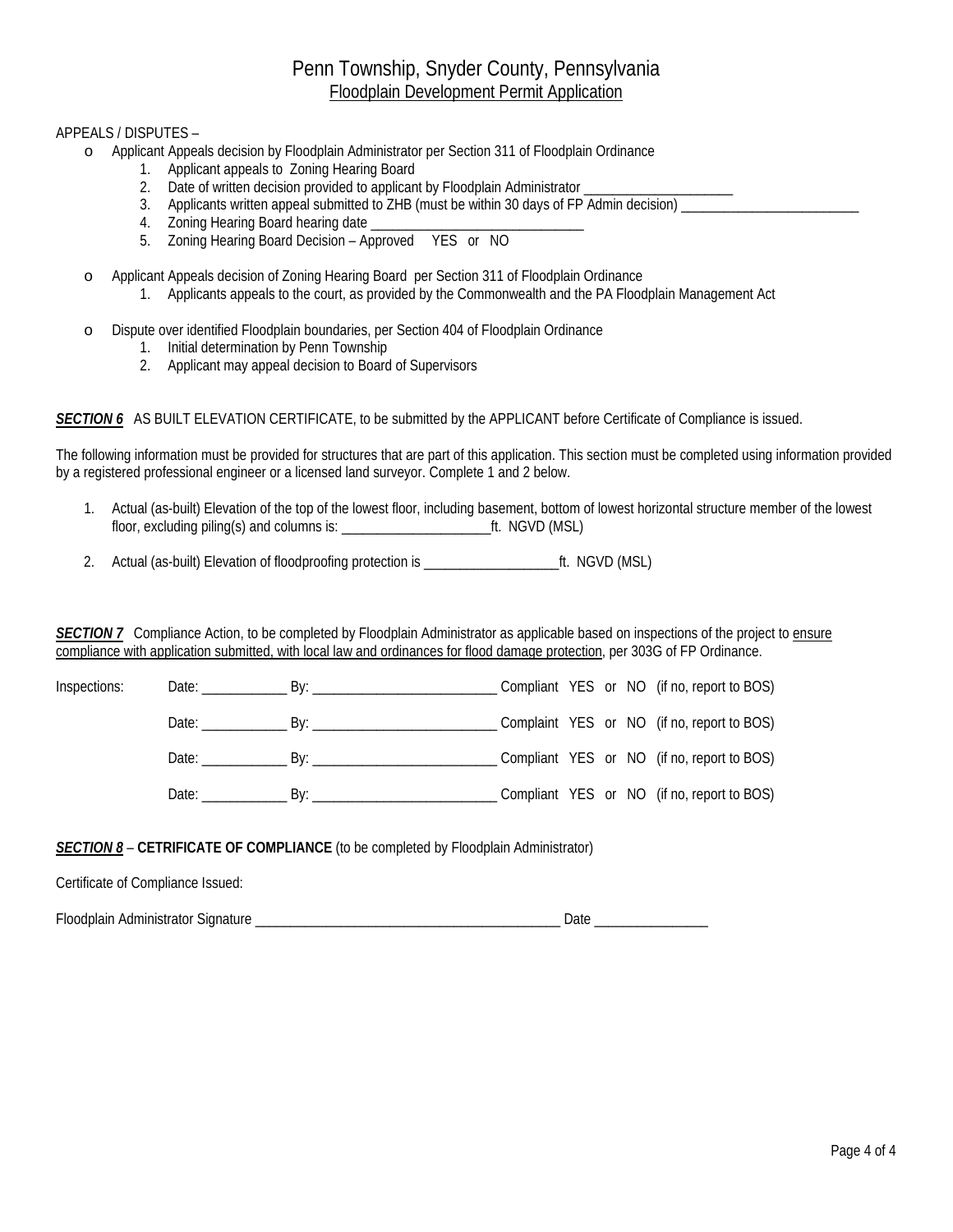# Penn Township, Snyder County, Pennsylvania

## Floodplain Development Permit Application

APPEALS / DISPUTES –

- Applicant Appeals decision by Floodplain Administrator per Section 311 of Floodplain Ordinance
    1. Applicant appeals to Zoning Hearing Board
    2. Date of written decision provided to applicant by Floodplain Administrator ______________________
    3. Applicants written appeal submitted to ZHB (must be within 30 days of FP Admin decision) __________________________
    4. Zoning Hearing Board hearing date ________________________________
    5. Zoning Hearing Board Decision – Approved YES or NO

- Applicant Appeals decision of Zoning Hearing Board per Section 311 of Floodplain Ordinance
    1. Applicants appeals to the court, as provided by the Commonwealth and the PA Floodplain Management Act

- Dispute over identified Floodplain boundaries, per Section 404 of Floodplain Ordinance
    1. Initial determination by Penn Township
    2. Applicant may appeal decision to Board of Supervisors

***SECTION 6*** AS BUILT ELEVATION CERTIFICATE, to be submitted by the APPLICANT before Certificate of Compliance is issued.

The following information must be provided for structures that are part of this application. This section must be completed using information provided by a registered professional engineer or a licensed land surveyor. Complete 1 and 2 below.

1. Actual (as-built) Elevation of the top of the lowest floor, including basement, bottom of lowest horizontal structure member of the lowest floor, excluding piling(s) and columns is: ______________________ft. NGVD (MSL)

2. Actual (as-built) Elevation of floodproofing protection is ____________________ft. NGVD (MSL)

***SECTION 7*** Compliance Action, to be completed by Floodplain Administrator as applicable based on inspections of the project to ensure compliance with application submitted, with local law and ordinances for flood damage protection, per 303G of FP Ordinance.

Inspections: Date: ____________ By: ___________________________ Compliant YES or NO (if no, report to BOS)

Date: ____________ By: ___________________________ Compliant YES or NO (if no, report to BOS)

Date: ____________ By: ___________________________ Compliant YES or NO (if no, report to BOS)

Date: ____________ By: ___________________________ Compliant YES or NO (if no, report to BOS)

***SECTION 8*** – **CETRIFICATE OF COMPLIANCE** (to be completed by Floodplain Administrator)

Certificate of Compliance Issued:

Floodplain Administrator Signature ______________________________________________ Date _________________